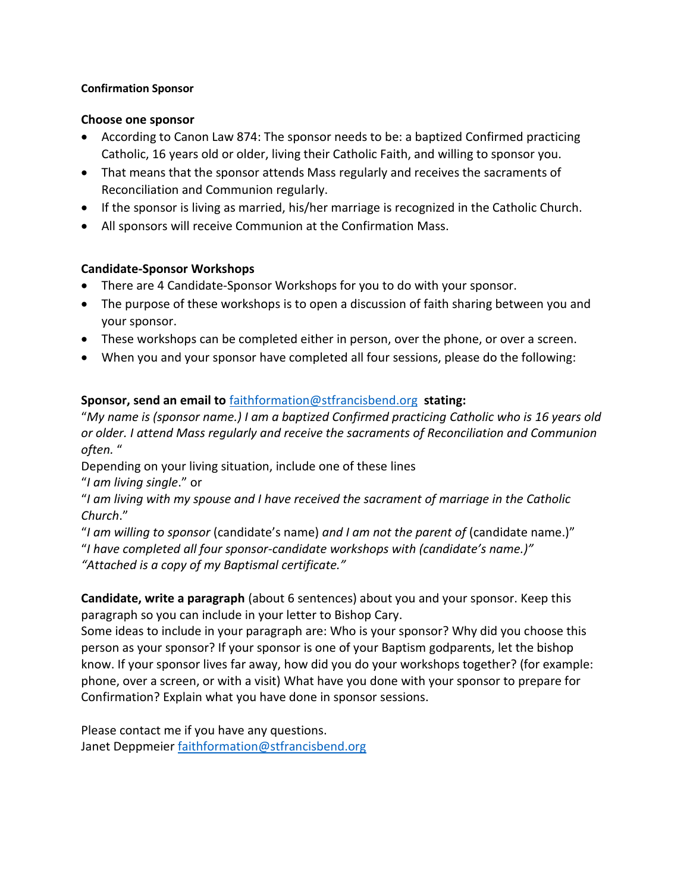**Confirmation Sponsor**

**Choose one sponsor**

- According to Canon Law 874: The sponsor needs to be: a baptized Confirmed practicing Catholic, 16 years old or older, living their Catholic Faith, and willing to sponsor you.
- That means that the sponsor attends Mass regularly and receives the sacraments of Reconciliation and Communion regularly.
- If the sponsor is living as married, his/her marriage is recognized in the Catholic Church.
- All sponsors will receive Communion at the Confirmation Mass.

**Candidate-Sponsor Workshops**

- There are 4 Candidate-Sponsor Workshops for you to do with your sponsor.
- The purpose of these workshops is to open a discussion of faith sharing between you and your sponsor.
- These workshops can be completed either in person, over the phone, or over a screen.
- When you and your sponsor have completed all four sessions, please do the following:

**Sponsor, send an email to [faithformation@stfrancisbend.org](mailto:faithformation@stfrancisbend.org) stating:**

"*My name is (sponsor name.) I am a baptized Confirmed practicing Catholic who is 16 years old or older. I attend Mass regularly and receive the sacraments of Reconciliation and Communion often.* "

Depending on your living situation, include one of these lines

"*I am living single*." or

"*I am living with my spouse and I have received the sacrament of marriage in the Catholic Church*."

"*I am willing to sponsor* (candidate's name) *and I am not the parent of* (candidate name.)"

"*I have completed all four sponsor-candidate workshops with (candidate's name.)"*

*"Attached is a copy of my Baptismal certificate."*

**Candidate, write a paragraph** (about 6 sentences) about you and your sponsor. Keep this paragraph so you can include in your letter to Bishop Cary.

Some ideas to include in your paragraph are: Who is your sponsor? Why did you choose this person as your sponsor? If your sponsor is one of your Baptism godparents, let the bishop know. If your sponsor lives far away, how did you do your workshops together? (for example: phone, over a screen, or with a visit) What have you done with your sponsor to prepare for Confirmation? Explain what you have done in sponsor sessions.

Please contact me if you have any questions.

Janet Deppmeier [faithformation@stfrancisbend.org](mailto:faithformation@stfrancisbend.org)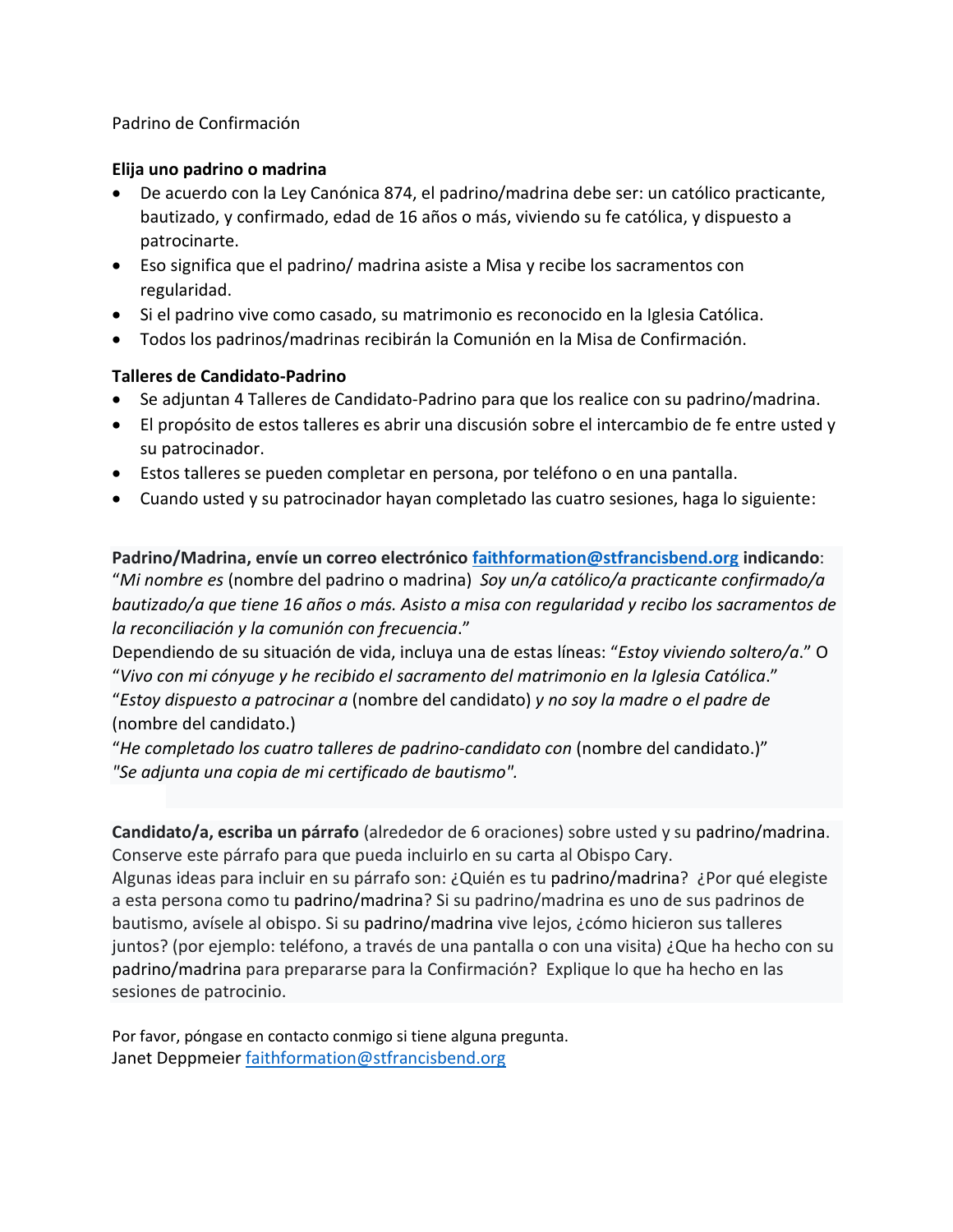Padrino de Confirmación

**Elija uno padrino o madrina**

- De acuerdo con la Ley Canónica 874, el padrino/madrina debe ser: un católico practicante, bautizado, y confirmado, edad de 16 años o más, viviendo su fe católica, y dispuesto a patrocinarte.
- Eso significa que el padrino/ madrina asiste a Misa y recibe los sacramentos con regularidad.
- Si el padrino vive como casado, su matrimonio es reconocido en la Iglesia Católica.
- Todos los padrinos/madrinas recibirán la Comunión en la Misa de Confirmación.

**Talleres de Candidato-Padrino**

- Se adjuntan 4 Talleres de Candidato-Padrino para que los realice con su padrino/madrina.
- El propósito de estos talleres es abrir una discusión sobre el intercambio de fe entre usted y su patrocinador.
- Estos talleres se pueden completar en persona, por teléfono o en una pantalla.
- Cuando usted y su patrocinador hayan completado las cuatro sesiones, haga lo siguiente:

**Padrino/Madrina, envíe un correo electrónico faithformation@stfrancisbend.org indicando**:
"*Mi nombre es* (nombre del padrino o madrina) *Soy un/a católico/a practicante confirmado/a bautizado/a que tiene 16 años o más. Asisto a misa con regularidad y recibo los sacramentos de la reconciliación y la comunión con frecuencia*."
Dependiendo de su situación de vida, incluya una de estas líneas: "*Estoy viviendo soltero/a*." O "*Vivo con mi cónyuge y he recibido el sacramento del matrimonio en la Iglesia Católica*."
"*Estoy dispuesto a patrocinar a* (nombre del candidato) *y no soy la madre o el padre de* (nombre del candidato.)
"*He completado los cuatro talleres de padrino-candidato con* (nombre del candidato.)"
*"Se adjunta una copia de mi certificado de bautismo".*

**Candidato/a, escriba un párrafo** (alrededor de 6 oraciones) sobre usted y su padrino/madrina. Conserve este párrafo para que pueda incluirlo en su carta al Obispo Cary.
Algunas ideas para incluir en su párrafo son: ¿Quién es tu padrino/madrina? ¿Por qué elegiste a esta persona como tu padrino/madrina? Si su padrino/madrina es uno de sus padrinos de bautismo, avísele al obispo. Si su padrino/madrina vive lejos, ¿cómo hicieron sus talleres juntos? (por ejemplo: teléfono, a través de una pantalla o con una visita) ¿Que ha hecho con su padrino/madrina para prepararse para la Confirmación? Explique lo que ha hecho en las sesiones de patrocinio.

Por favor, póngase en contacto conmigo si tiene alguna pregunta.
Janet Deppmeier faithformation@stfrancisbend.org